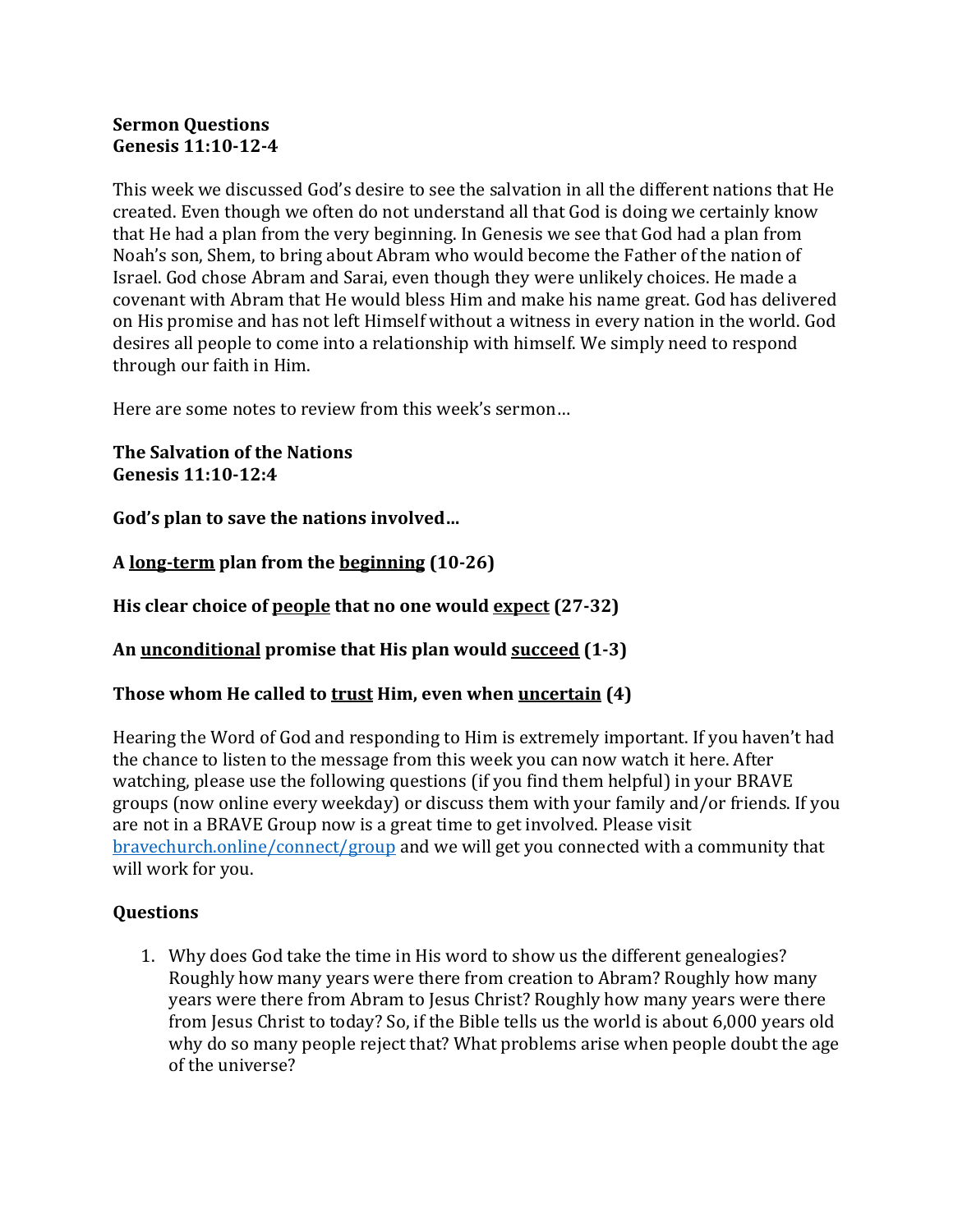**Sermon Questions**
**Genesis 11:10-12-4**

This week we discussed God's desire to see the salvation in all the different nations that He created. Even though we often do not understand all that God is doing we certainly know that He had a plan from the very beginning. In Genesis we see that God had a plan from Noah's son, Shem, to bring about Abram who would become the Father of the nation of Israel. God chose Abram and Sarai, even though they were unlikely choices. He made a covenant with Abram that He would bless Him and make his name great. God has delivered on His promise and has not left Himself without a witness in every nation in the world. God desires all people to come into a relationship with himself. We simply need to respond through our faith in Him.

Here are some notes to review from this week's sermon…

**The Salvation of the Nations**
**Genesis 11:10-12:4**

**God's plan to save the nations involved…**

**A <u>long-term</u> plan from the <u>beginning</u> (10-26)**

**His clear choice of <u>people</u> that no one would <u>expect</u> (27-32)**

**An <u>unconditional</u> promise that His plan would <u>succeed</u> (1-3)**

**Those whom He called to <u>trust</u> Him, even when <u>uncertain</u> (4)**

Hearing the Word of God and responding to Him is extremely important. If you haven't had the chance to listen to the message from this week you can now watch it here. After watching, please use the following questions (if you find them helpful) in your BRAVE groups (now online every weekday) or discuss them with your family and/or friends. If you are not in a BRAVE Group now is a great time to get involved. Please visit [bravechurch.online/connect/group](bravechurch.online/connect/group) and we will get you connected with a community that will work for you.

**Questions**

1. Why does God take the time in His word to show us the different genealogies? Roughly how many years were there from creation to Abram? Roughly how many years were there from Abram to Jesus Christ? Roughly how many years were there from Jesus Christ to today? So, if the Bible tells us the world is about 6,000 years old why do so many people reject that? What problems arise when people doubt the age of the universe?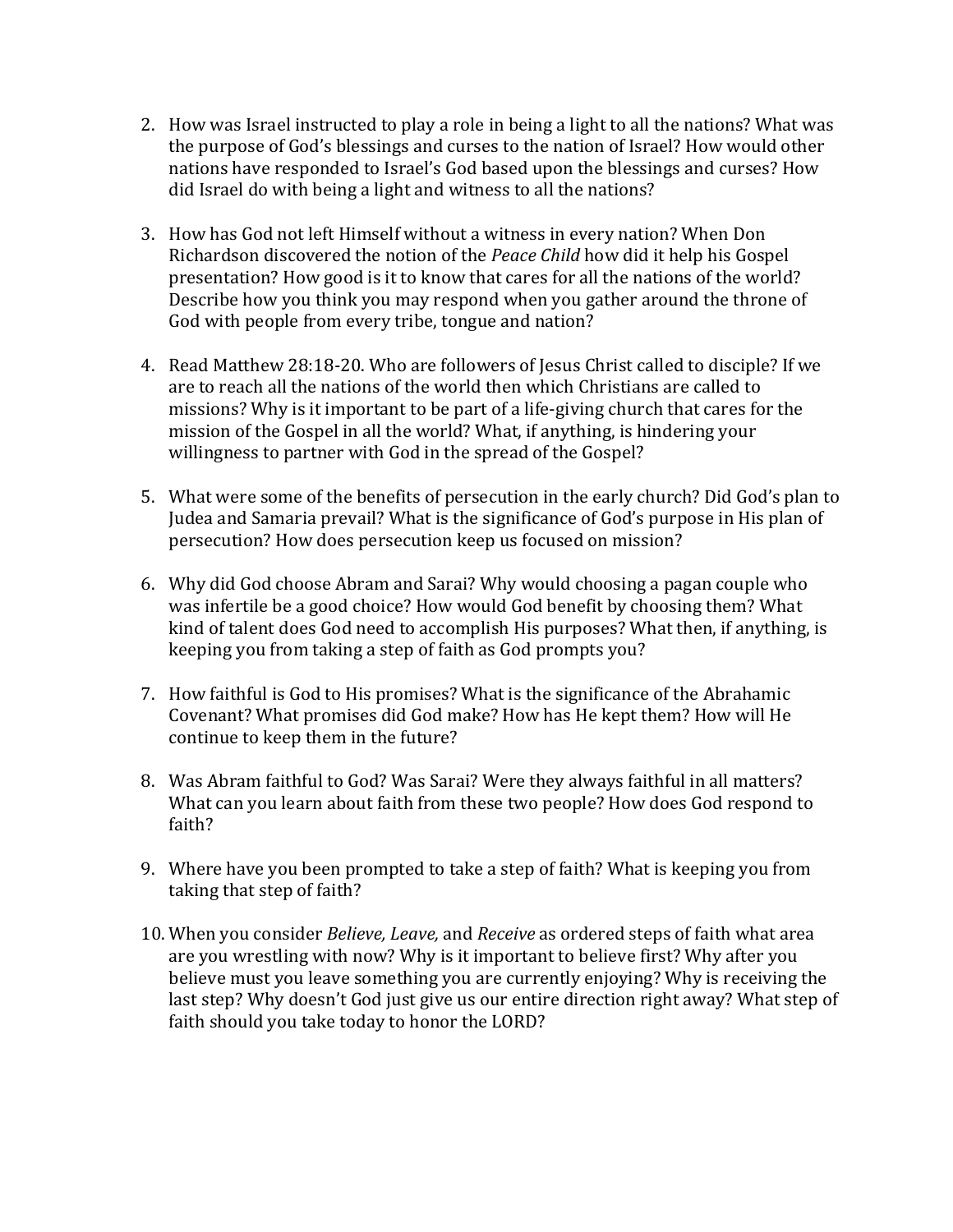2. How was Israel instructed to play a role in being a light to all the nations? What was the purpose of God's blessings and curses to the nation of Israel? How would other nations have responded to Israel's God based upon the blessings and curses? How did Israel do with being a light and witness to all the nations?

3. How has God not left Himself without a witness in every nation? When Don Richardson discovered the notion of the *Peace Child* how did it help his Gospel presentation? How good is it to know that cares for all the nations of the world? Describe how you think you may respond when you gather around the throne of God with people from every tribe, tongue and nation?

4. Read Matthew 28:18-20. Who are followers of Jesus Christ called to disciple? If we are to reach all the nations of the world then which Christians are called to missions? Why is it important to be part of a life-giving church that cares for the mission of the Gospel in all the world? What, if anything, is hindering your willingness to partner with God in the spread of the Gospel?

5. What were some of the benefits of persecution in the early church? Did God's plan to Judea and Samaria prevail? What is the significance of God's purpose in His plan of persecution? How does persecution keep us focused on mission?

6. Why did God choose Abram and Sarai? Why would choosing a pagan couple who was infertile be a good choice? How would God benefit by choosing them? What kind of talent does God need to accomplish His purposes? What then, if anything, is keeping you from taking a step of faith as God prompts you?

7. How faithful is God to His promises? What is the significance of the Abrahamic Covenant? What promises did God make? How has He kept them? How will He continue to keep them in the future?

8. Was Abram faithful to God? Was Sarai? Were they always faithful in all matters? What can you learn about faith from these two people? How does God respond to faith?

9. Where have you been prompted to take a step of faith? What is keeping you from taking that step of faith?

10. When you consider *Believe, Leave,* and *Receive* as ordered steps of faith what area are you wrestling with now? Why is it important to believe first? Why after you believe must you leave something you are currently enjoying? Why is receiving the last step? Why doesn't God just give us our entire direction right away? What step of faith should you take today to honor the LORD?